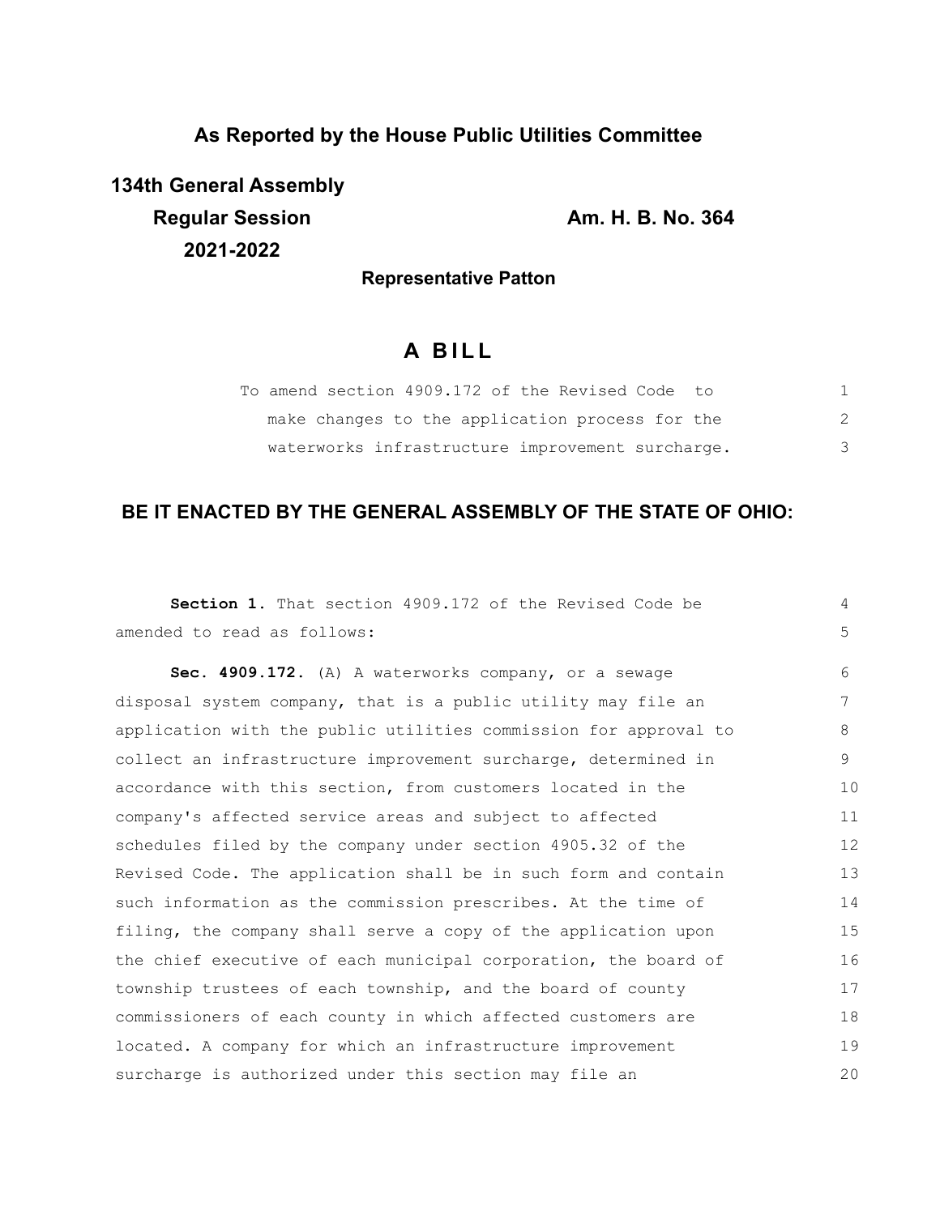**As Reported by the House Public Utilities Committee**

**134th General Assembly**
**Regular Session**
**2021-2022**

**Am. H. B. No. 364**

**Representative Patton**

# A BILL

To amend section 4909.172 of the Revised Code to make changes to the application process for the waterworks infrastructure improvement surcharge.

## BE IT ENACTED BY THE GENERAL ASSEMBLY OF THE STATE OF OHIO:

**Section 1.** That section 4909.172 of the Revised Code be amended to read as follows:

**Sec. 4909.172.** (A) A waterworks company, or a sewage disposal system company, that is a public utility may file an application with the public utilities commission for approval to collect an infrastructure improvement surcharge, determined in accordance with this section, from customers located in the company's affected service areas and subject to affected schedules filed by the company under section 4905.32 of the Revised Code. The application shall be in such form and contain such information as the commission prescribes. At the time of filing, the company shall serve a copy of the application upon the chief executive of each municipal corporation, the board of township trustees of each township, and the board of county commissioners of each county in which affected customers are located. A company for which an infrastructure improvement surcharge is authorized under this section may file an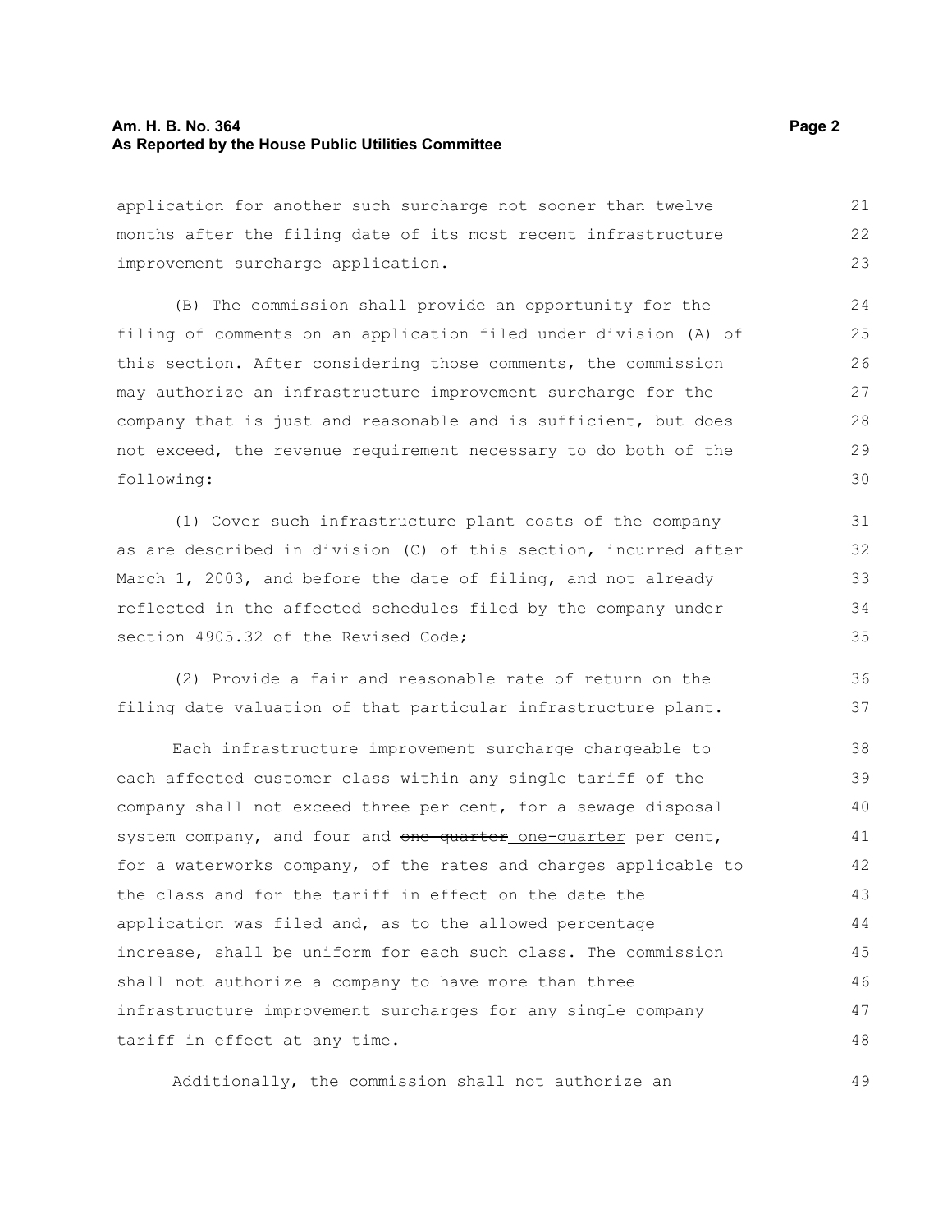application for another such surcharge not sooner than twelve months after the filing date of its most recent infrastructure improvement surcharge application.

(B) The commission shall provide an opportunity for the filing of comments on an application filed under division (A) of this section. After considering those comments, the commission may authorize an infrastructure improvement surcharge for the company that is just and reasonable and is sufficient, but does not exceed, the revenue requirement necessary to do both of the following:

(1) Cover such infrastructure plant costs of the company as are described in division (C) of this section, incurred after March 1, 2003, and before the date of filing, and not already reflected in the affected schedules filed by the company under section 4905.32 of the Revised Code;

(2) Provide a fair and reasonable rate of return on the filing date valuation of that particular infrastructure plant.

Each infrastructure improvement surcharge chargeable to each affected customer class within any single tariff of the company shall not exceed three per cent, for a sewage disposal system company, and four and ~~one quarter~~ one-quarter per cent, for a waterworks company, of the rates and charges applicable to the class and for the tariff in effect on the date the application was filed and, as to the allowed percentage increase, shall be uniform for each such class. The commission shall not authorize a company to have more than three infrastructure improvement surcharges for any single company tariff in effect at any time.

Additionally, the commission shall not authorize an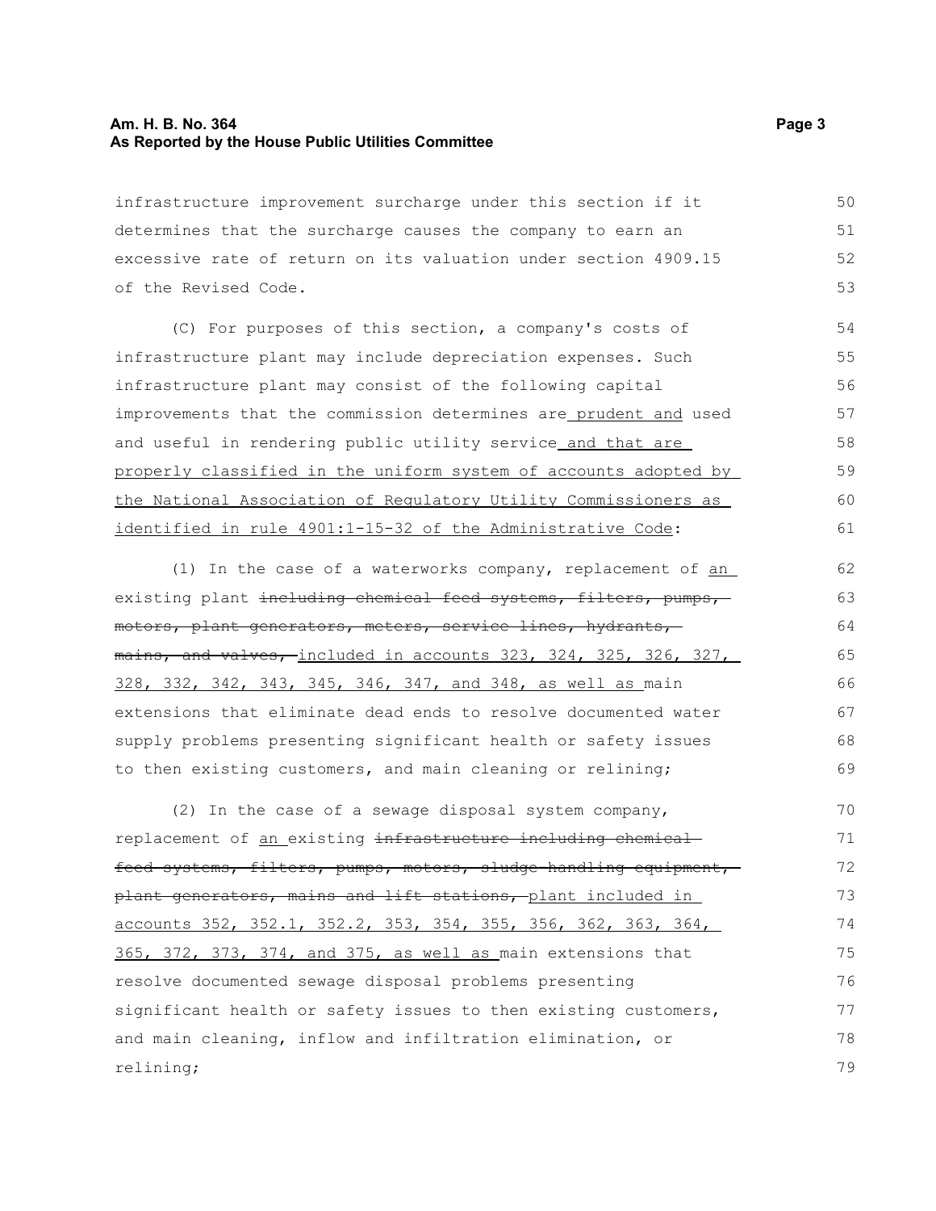infrastructure improvement surcharge under this section if it determines that the surcharge causes the company to earn an excessive rate of return on its valuation under section 4909.15 of the Revised Code.

(C) For purposes of this section, a company's costs of infrastructure plant may include depreciation expenses. Such infrastructure plant may consist of the following capital improvements that the commission determines are <u>prudent and</u> used and useful in rendering public utility service <u>and that are properly classified in the uniform system of accounts adopted by the National Association of Regulatory Utility Commissioners as identified in rule 4901:1-15-32 of the Administrative Code</u>:

(1) In the case of a waterworks company, replacement of <u>an</u> existing plant ~~including chemical feed systems, filters, pumps, motors, plant generators, meters, service lines, hydrants, mains, and valves,~~ <u>included in accounts 323, 324, 325, 326, 327, 328, 332, 342, 343, 345, 346, 347, and 348, as well as</u> main extensions that eliminate dead ends to resolve documented water supply problems presenting significant health or safety issues to then existing customers, and main cleaning or relining;

(2) In the case of a sewage disposal system company, replacement of <u>an</u> existing ~~infrastructure including chemical feed systems, filters, pumps, motors, sludge handling equipment, plant generators, mains and lift stations,~~ <u>plant included in accounts 352, 352.1, 352.2, 353, 354, 355, 356, 362, 363, 364, 365, 372, 373, 374, and 375, as well as</u> main extensions that resolve documented sewage disposal problems presenting significant health or safety issues to then existing customers, and main cleaning, inflow and infiltration elimination, or relining;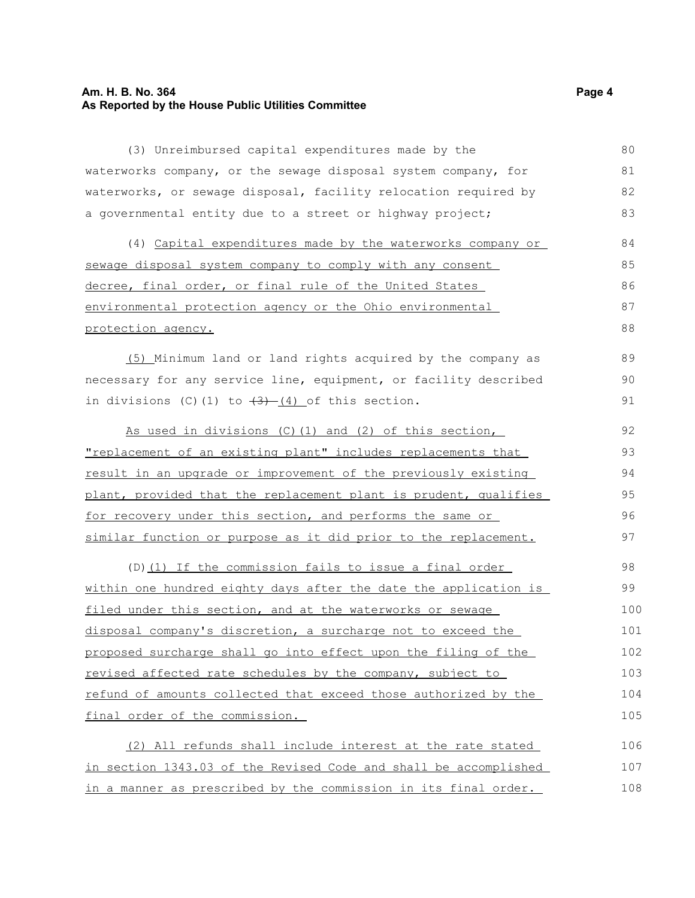(3) Unreimbursed capital expenditures made by the waterworks company, or the sewage disposal system company, for waterworks, or sewage disposal, facility relocation required by a governmental entity due to a street or highway project;

(4) Capital expenditures made by the waterworks company or sewage disposal system company to comply with any consent decree, final order, or final rule of the United States environmental protection agency or the Ohio environmental protection agency.

(5) Minimum land or land rights acquired by the company as necessary for any service line, equipment, or facility described in divisions (C)(1) to ~~(3)~~ (4) of this section.

As used in divisions (C)(1) and (2) of this section, "replacement of an existing plant" includes replacements that result in an upgrade or improvement of the previously existing plant, provided that the replacement plant is prudent, qualifies for recovery under this section, and performs the same or similar function or purpose as it did prior to the replacement.

(D)(1) If the commission fails to issue a final order within one hundred eighty days after the date the application is filed under this section, and at the waterworks or sewage disposal company's discretion, a surcharge not to exceed the proposed surcharge shall go into effect upon the filing of the revised affected rate schedules by the company, subject to refund of amounts collected that exceed those authorized by the final order of the commission.

(2) All refunds shall include interest at the rate stated in section 1343.03 of the Revised Code and shall be accomplished in a manner as prescribed by the commission in its final order.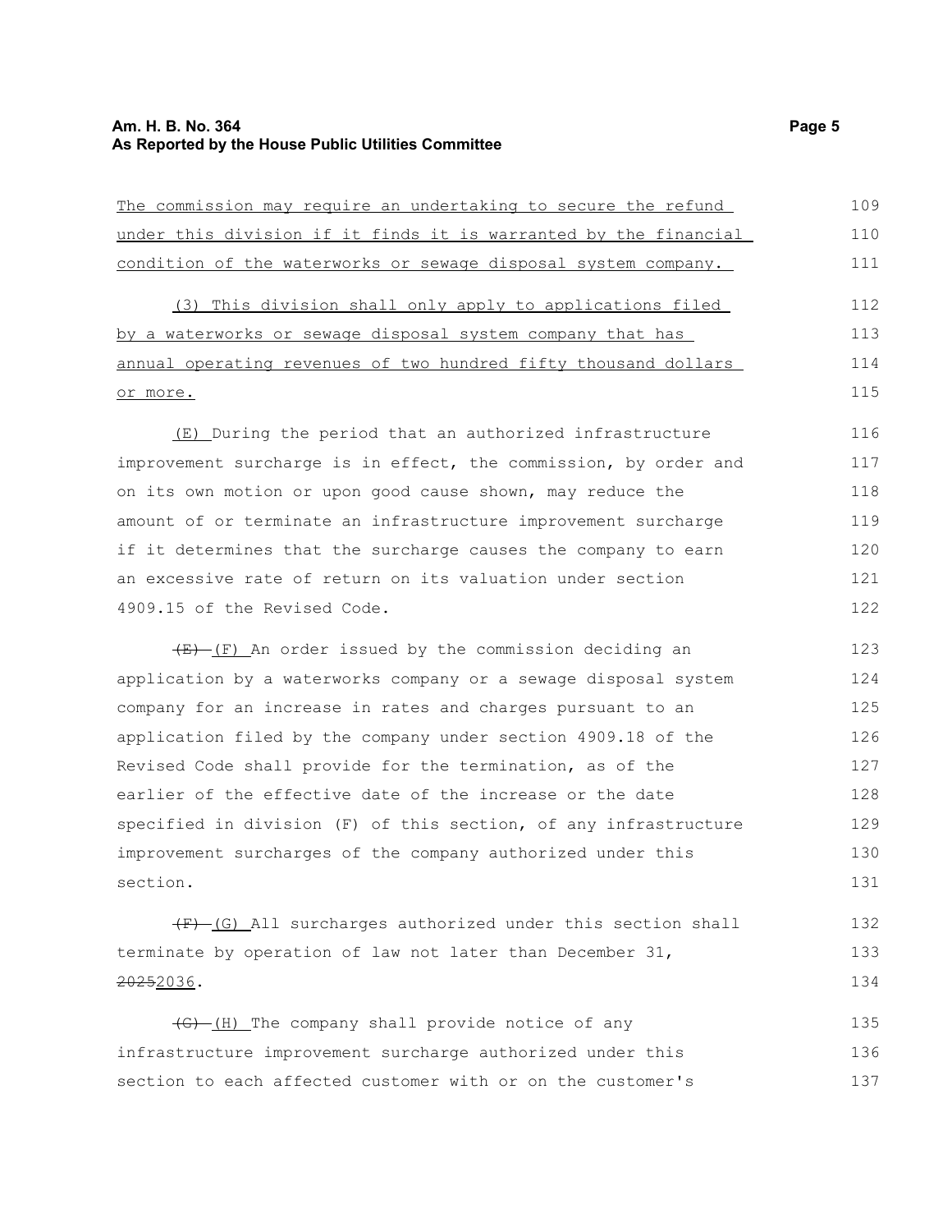The commission may require an undertaking to secure the refund under this division if it finds it is warranted by the financial condition of the waterworks or sewage disposal system company.

(3) This division shall only apply to applications filed by a waterworks or sewage disposal system company that has annual operating revenues of two hundred fifty thousand dollars or more.

(E) During the period that an authorized infrastructure improvement surcharge is in effect, the commission, by order and on its own motion or upon good cause shown, may reduce the amount of or terminate an infrastructure improvement surcharge if it determines that the surcharge causes the company to earn an excessive rate of return on its valuation under section 4909.15 of the Revised Code.

~~(E)~~ (F) An order issued by the commission deciding an application by a waterworks company or a sewage disposal system company for an increase in rates and charges pursuant to an application filed by the company under section 4909.18 of the Revised Code shall provide for the termination, as of the earlier of the effective date of the increase or the date specified in division (F) of this section, of any infrastructure improvement surcharges of the company authorized under this section.

~~(F)~~ (G) All surcharges authorized under this section shall terminate by operation of law not later than December 31, ~~2025~~2036.

~~(G)~~ (H) The company shall provide notice of any infrastructure improvement surcharge authorized under this section to each affected customer with or on the customer's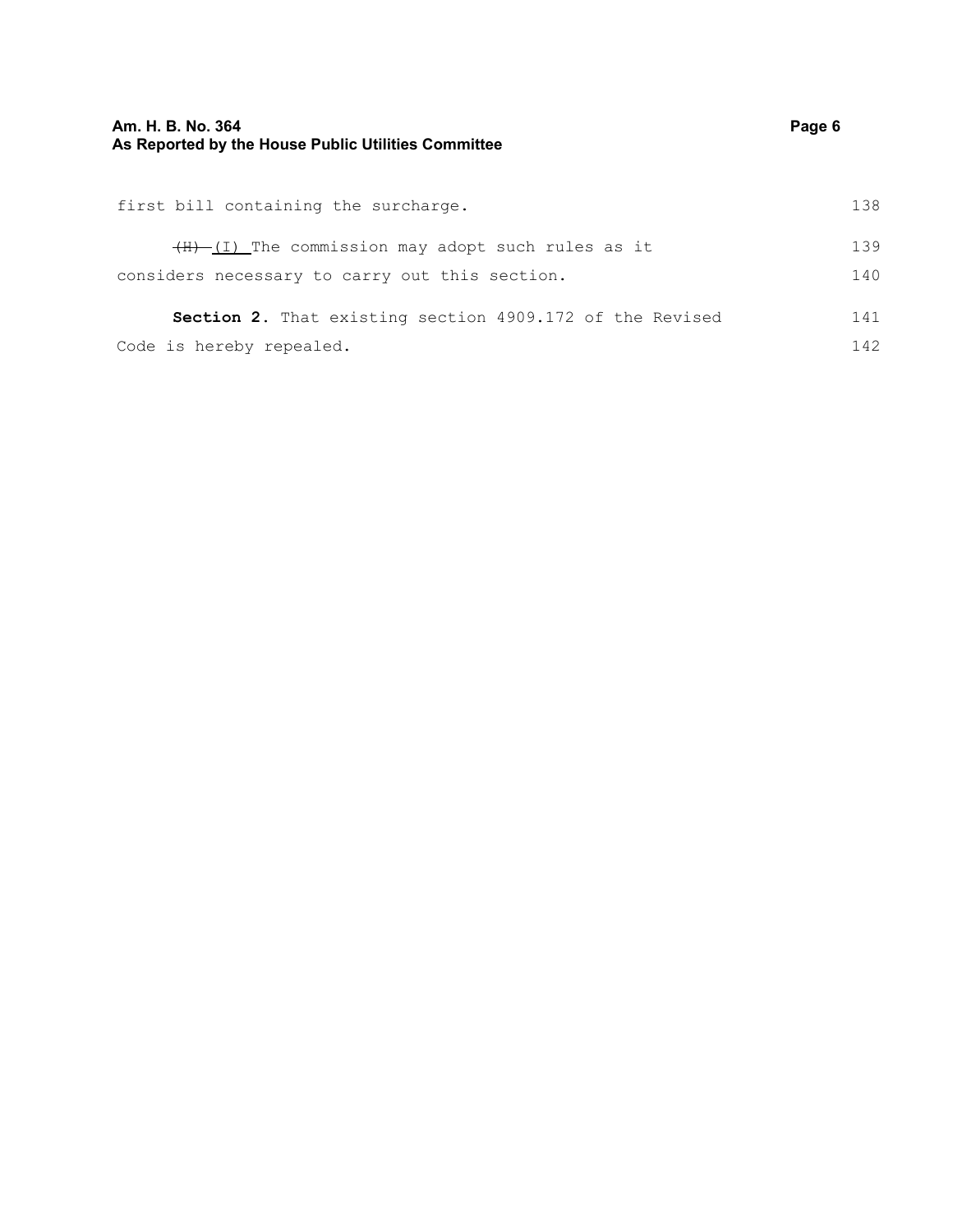first bill containing the surcharge.

~~(H)~~ (I) The commission may adopt such rules as it considers necessary to carry out this section.

**Section 2.** That existing section 4909.172 of the Revised Code is hereby repealed.